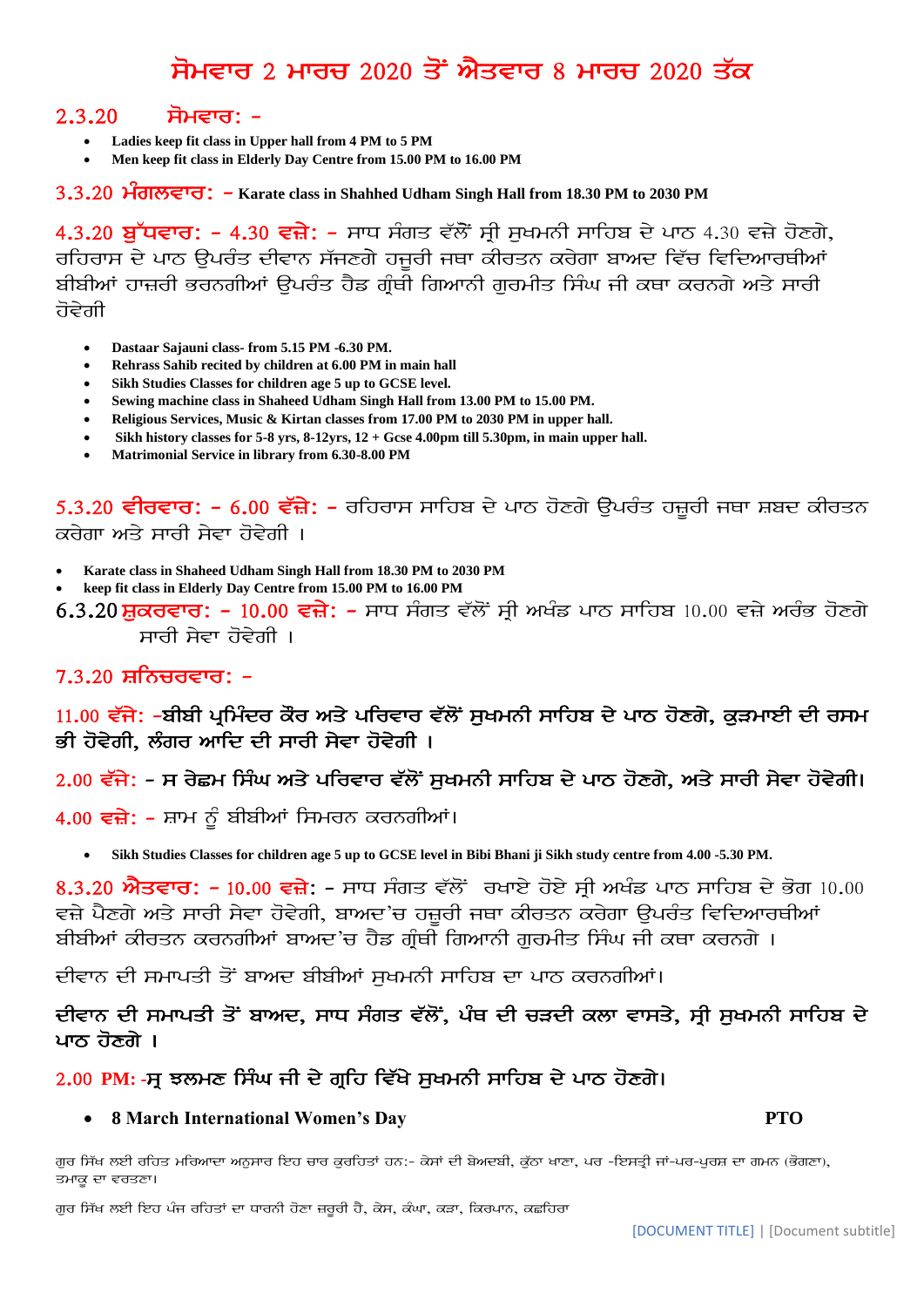# ਸੋਮਵਾਰ 2 ਮਾਰਚ 2020 ਤੋਂ ਐਤਵਾਰ 8 ਮਾਰਚ 2020 ਤੱਕ

**2.3.20 ਸੋਮਵਾਰ: -**

- **Ladies keep fit class in Upper hall from 4 PM to 5 PM**
- **Men keep fit class in Elderly Day Centre from 15.00 PM to 16.00 PM**

**3.3.20 ਮੰਗਲਵਾਰ: – Karate class in Shahhed Udham Singh Hall from 18.30 PM to 2030 PM**

**4.3.20 ਬੁੱਧਵਾਰ: - 4.30 ਵਜੇ: -** ਸਾਧ ਸੰਗਤ ਵੱਲੋਂ ਸ੍ਰੀ ਸੁਖਮਨੀ ਸਾਹਿਬ ਦੇ ਪਾਠ 4.30 ਵਜੇ ਹੋਣਗੇ, ਰਹਿਰਾਸ ਦੇ ਪਾਠ ਉਪਰੰਤ ਦੀਵਾਨ ਸੱਜਣਗੇ ਹਜ਼ੂਰੀ ਜਥਾ ਕੀਰਤਨ ਕਰੇਗਾ ਬਾਅਦ ਵਿੱਚ ਵਿਦਿਆਰਥੀਆਂ ਬੀਬੀਆਂ ਹਾਜ਼ਰੀ ਭਰਨਗੀਆਂ ਉਪਰੰਤ ਹੈਡ ਗ੍ਰੰਥੀ ਗਿਆਨੀ ਗੁਰਮੀਤ ਸਿੰਘ ਜੀ ਕਥਾ ਕਰਨਗੇ ਅਤੇ ਸਾਰੀ ਹੋਵੇਗੀ

- **Dastaar Sajauni class- from 5.15 PM -6.30 PM.**
- **Rehrass Sahib recited by children at 6.00 PM in main hall**
- **Sikh Studies Classes for children age 5 up to GCSE level.**
- **Sewing machine class in Shaheed Udham Singh Hall from 13.00 PM to 15.00 PM.**
- **Religious Services, Music & Kirtan classes from 17.00 PM to 2030 PM in upper hall.**
- **Sikh history classes for 5-8 yrs, 8-12yrs, 12 + Gcse 4.00pm till 5.30pm, in main upper hall.**
- **Matrimonial Service in library from 6.30-8.00 PM**

**5.3.20 ਵੀਰਵਾਰ: - 6.00 ਵੱਜੇ: -** ਰਹਿਰਾਸ ਸਾਹਿਬ ਦੇ ਪਾਠ ਹੋਣਗੇ ਉਪਰੰਤ ਹਜ਼ੂਰੀ ਜਥਾ ਸ਼ਬਦ ਕੀਰਤਨ ਕਰੇਗਾ ਅਤੇ ਸਾਰੀ ਸੇਵਾ ਹੋਵੇਗੀ ।

- **Karate class in Shaheed Udham Singh Hall from 18.30 PM to 2030 PM**
- **keep fit class in Elderly Day Centre from 15.00 PM to 16.00 PM**

**6.3.20 ਸ਼ੁਕਰਵਾਰ: - 10.00 ਵਜੇ: -** ਸਾਧ ਸੰਗਤ ਵੱਲੋਂ ਸ੍ਰੀ ਅਖੰਡ ਪਾਠ ਸਾਹਿਬ 10.00 ਵਜੇ ਅਰੰਭ ਹੋਣਗੇ ਸਾਰੀ ਸੇਵਾ ਹੋਵੇਗੀ ।

**7.3.20 ਸ਼ਨਿਚਰਵਾਰ: -**

**11.00 ਵੱਜੇ: -ਬੀਬੀ ਪ੍ਰਮਿੰਦਰ ਕੌਰ ਅਤੇ ਪਰਿਵਾਰ ਵੱਲੋਂ ਸੁਖਮਨੀ ਸਾਹਿਬ ਦੇ ਪਾਠ ਹੋਣਗੇ, ਕੁੜਮਾਈ ਦੀ ਰਸਮ ਭੀ ਹੋਵੇਗੀ, ਲੰਗਰ ਆਦਿ ਦੀ ਸਾਰੀ ਸੇਵਾ ਹੋਵੇਗੀ ।**

**2.00 ਵੱਜੇ: - ਸ ਰੇਛਮ ਸਿੰਘ ਅਤੇ ਪਰਿਵਾਰ ਵੱਲੋਂ ਸੁਖਮਨੀ ਸਾਹਿਬ ਦੇ ਪਾਠ ਹੋਣਗੇ, ਅਤੇ ਸਾਰੀ ਸੇਵਾ ਹੋਵੇਗੀ।**

**4.00 ਵਜੇ: -** ਸ਼ਾਮ ਨੂੰ ਬੀਬੀਆਂ ਸਿਮਰਨ ਕਰਨਗੀਆਂ।

- **Sikh Studies Classes for children age 5 up to GCSE level in Bibi Bhani ji Sikh study centre from 4.00 -5.30 PM.**

**8.3.20 ਐਤਵਾਰ: - 10.00 ਵਜੇ: -** ਸਾਧ ਸੰਗਤ ਵੱਲੋਂ ਰਖਾਏ ਹੋਏ ਸ੍ਰੀ ਅਖੰਡ ਪਾਠ ਸਾਹਿਬ ਦੇ ਭੋਗ 10.00 ਵਜੇ ਪੈਣਗੇ ਅਤੇ ਸਾਰੀ ਸੇਵਾ ਹੋਵੇਗੀ, ਬਾਅਦ'ਚ ਹਜ਼ੂਰੀ ਜਥਾ ਕੀਰਤਨ ਕਰੇਗਾ ਉਪਰੰਤ ਵਿਦਿਆਰਥੀਆਂ ਬੀਬੀਆਂ ਕੀਰਤਨ ਕਰਨਗੀਆਂ ਬਾਅਦ'ਚ ਹੈਡ ਗ੍ਰੰਥੀ ਗਿਆਨੀ ਗੁਰਮੀਤ ਸਿੰਘ ਜੀ ਕਥਾ ਕਰਨਗੇ ।

ਦੀਵਾਨ ਦੀ ਸਮਾਪਤੀ ਤੋਂ ਬਾਅਦ ਬੀਬੀਆਂ ਸੁਖਮਨੀ ਸਾਹਿਬ ਦਾ ਪਾਠ ਕਰਨਗੀਆਂ।

**ਦੀਵਾਨ ਦੀ ਸਮਾਪਤੀ ਤੋਂ ਬਾਅਦ, ਸਾਧ ਸੰਗਤ ਵੱਲੋਂ, ਪੰਥ ਦੀ ਚੜਦੀ ਕਲਾ ਵਾਸਤੇ, ਸ੍ਰੀ ਸੁਖਮਨੀ ਸਾਹਿਬ ਦੇ ਪਾਠ ਹੋਣਗੇ ।**

**2.00 PM: -ਸ੍ ਝਲਮਣ ਸਿੰਘ ਜੀ ਦੇ ਗ੍ਰਹਿ ਵਿੱਖੇ ਸੁਖਮਨੀ ਸਾਹਿਬ ਦੇ ਪਾਠ ਹੋਣਗੇ।**

- **8 March International Women's Day** **PTO**

ਗੁਰ ਸਿੱਖ ਲਈ ਰਹਿਤ ਮਰਿਆਦਾ ਅਨੁਸਾਰ ਇਹ ਚਾਰ ਕੁਰਹਿਤਾਂ ਹਨ:- ਕੇਸਾਂ ਦੀ ਬੇਅਦਬੀ, ਕੁੱਠਾ ਖਾਣਾ, ਪਰ -ਇਸਤ੍ਰੀ ਜਾਂ-ਪਰ-ਪੁਰਸ਼ ਦਾ ਗਮਨ (ਭੋਗਣਾ), ਤਮਾਕੂ ਦਾ ਵਰਤਣਾ।

ਗੁਰ ਸਿੱਖ ਲਈ ਇਹ ਪੰਜ ਰਹਿਤਾਂ ਦਾ ਧਾਰਨੀ ਹੋਣਾ ਜ਼ਰੂਰੀ ਹੈ, ਕੇਸ, ਕੰਘਾ, ਕੜਾ, ਕਿਰਪਾਨ, ਕਛਹਿਰਾ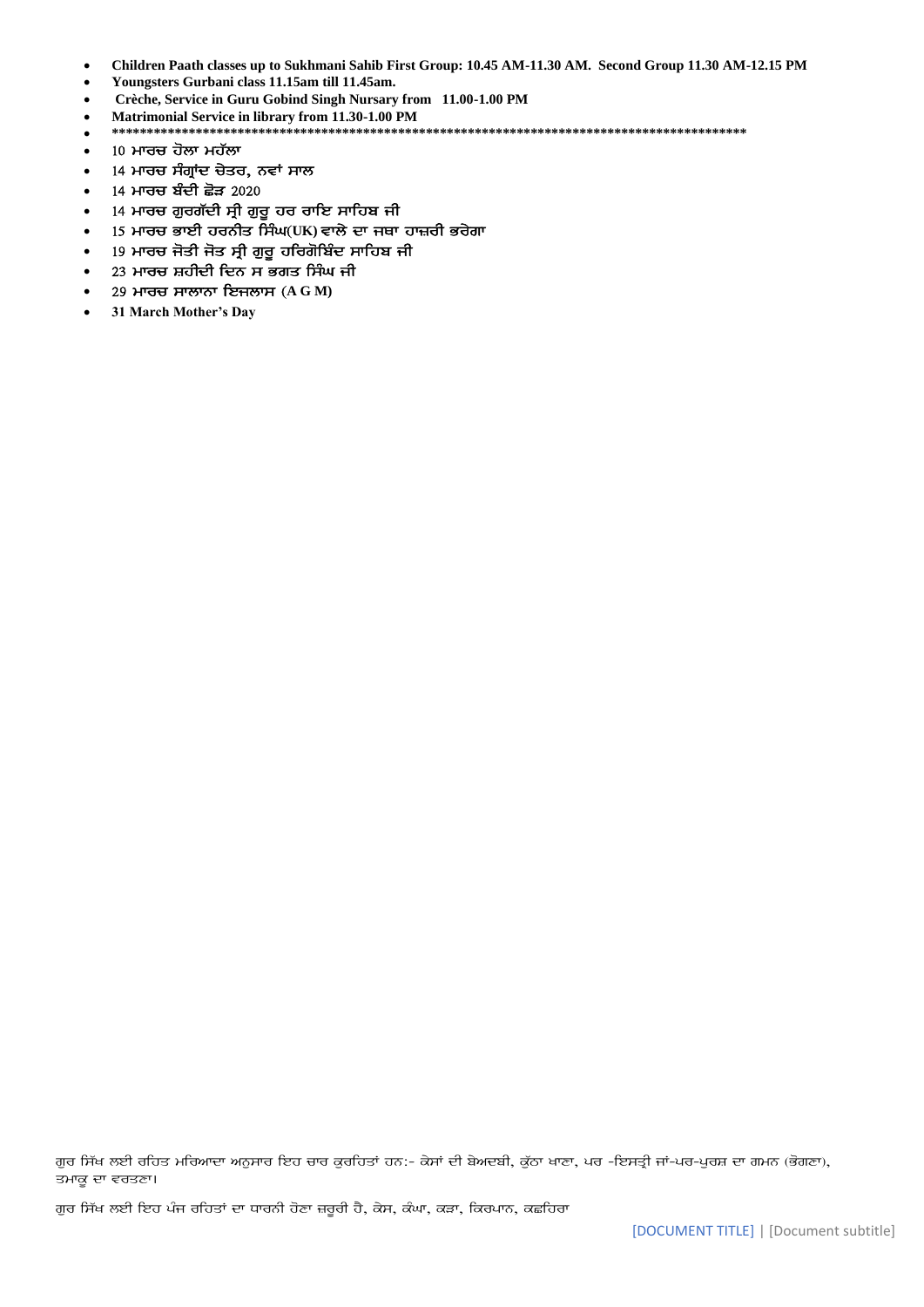- **Children Paath classes up to Sukhmani Sahib First Group: 10.45 AM-11.30 AM.  Second Group 11.30 AM-12.15 PM**
- **Youngsters Gurbani class 11.15am till 11.45am.**
- **Crèche, Service in Guru Gobind Singh Nursary from   11.00-1.00 PM**
- **Matrimonial Service in library from 11.30-1.00 PM**
- **\*\*\*\*\*\*\*\*\*\*\*\*\*\*\*\*\*\*\*\*\*\*\*\*\*\*\*\*\*\*\*\*\*\*\*\*\*\*\*\*\*\*\*\*\*\*\*\*\*\*\*\*\*\*\*\*\*\*\*\*\*\*\*\*\*\*\*\*\*\*\*\*\*\*\*\*\*\*\*\*\*\*\*\*\*\*\*\*\***
- 10 **ਮਾਰਚ ਹੋਲਾ ਮਹੱਲਾ**
- 14 **ਮਾਰਚ ਸੰਗ੍ਰਾਂਦ ਚੇਤਰ, ਨਵਾਂ ਸਾਲ**
- 14 **ਮਾਰਚ ਬੰਦੀ ਛੋੜ** 2020
- 14 **ਮਾਰਚ ਗੁਰਗੱਦੀ ਸ੍ਰੀ ਗੁਰੂ ਹਰ ਰਾਇ ਸਾਹਿਬ ਜੀ**
- 15 **ਮਾਰਚ ਭਾਈ ਹਰਨੀਤ ਸਿੰਘ(UK) ਵਾਲੇ ਦਾ ਜਥਾ ਹਾਜ਼ਰੀ ਭਰੇਗਾ**
- 19 **ਮਾਰਚ ਜੋਤੀ ਜੋਤ ਸ੍ਰੀ ਗੁਰੂ ਹਰਿਗੋਬਿੰਦ ਸਾਹਿਬ ਜੀ**
- 23 **ਮਾਰਚ ਸ਼ਹੀਦੀ ਦਿਨ ਸ ਭਗਤ ਸਿੰਘ ਜੀ**
- 29 **ਮਾਰਚ ਸਾਲਾਨਾ ਇਜਲਾਸ (A G M)**
- **31 March Mother's Day**

ਗੁਰ ਸਿੱਖ ਲਈ ਰਹਿਤ ਮਰਿਆਦਾ ਅਨੁਸਾਰ ਇਹ ਚਾਰ ਕੁਰਹਿਤਾਂ ਹਨ:- ਕੇਸਾਂ ਦੀ ਬੇਅਦਬੀ, ਕੁੱਠਾ ਖਾਣਾ, ਪਰ -ਇਸਤ੍ਰੀ ਜਾਂ-ਪਰ-ਪੁਰਸ਼ ਦਾ ਗਮਨ (ਭੋਗਣਾ), ਤਮਾਕੂ ਦਾ ਵਰਤਣਾ।

ਗੁਰ ਸਿੱਖ ਲਈ ਇਹ ਪੰਜ ਰਹਿਤਾਂ ਦਾ ਧਾਰਨੀ ਹੋਣਾ ਜ਼ਰੂਰੀ ਹੈ, ਕੇਸ, ਕੰਘਾ, ਕੜਾ, ਕਿਰਪਾਨ, ਕਛਹਿਰਾ